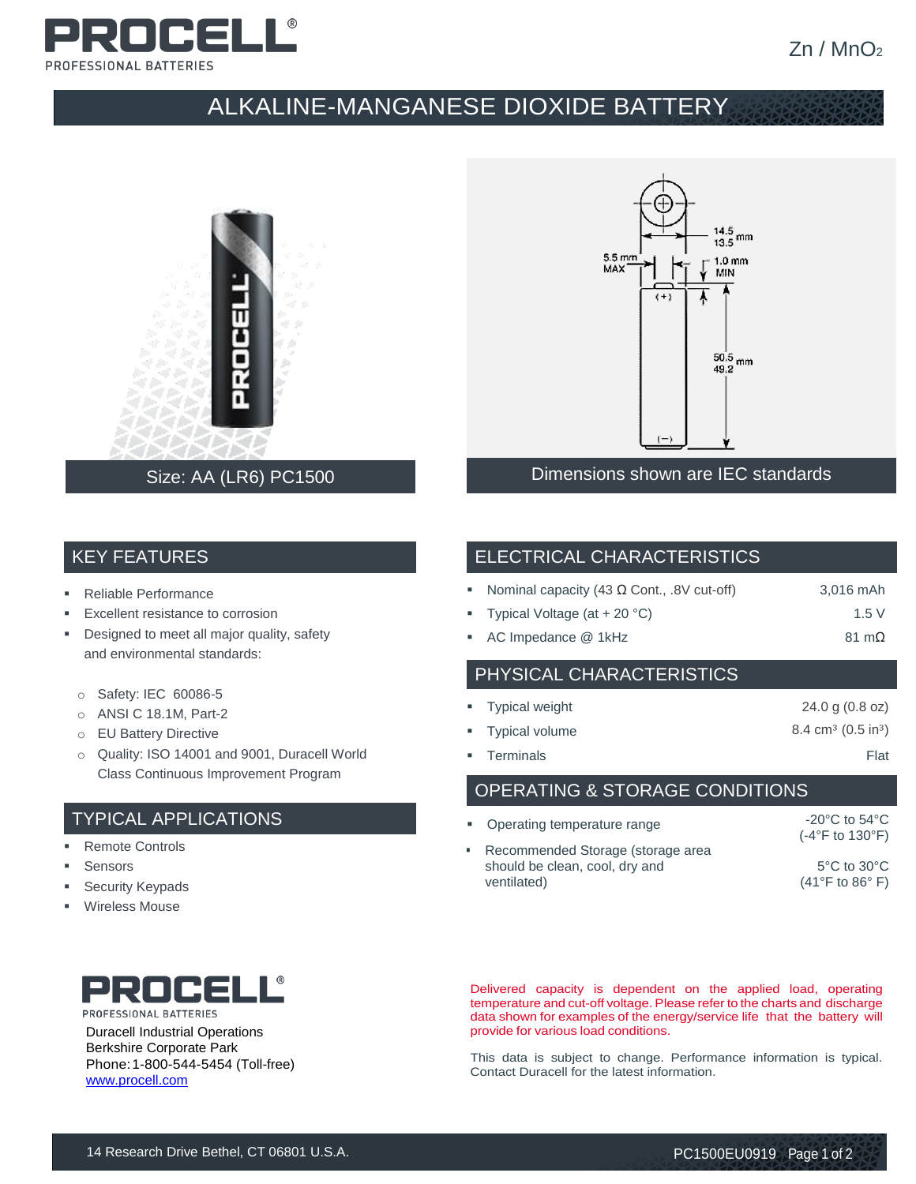# PROCELL

PROFESSIONAL BATTERIES

$Zn$ / $MnO_2$

## ALKALINE-MANGANESE DIOXIDE BATTERY

Size: AA (LR6) PC1500

Dimensions shown are IEC standards

## KEY FEATURES

- Reliable Performance
- Excellent resistance to corrosion
- Designed to meet all major quality, safety and environmental standards:
  - Safety: IEC 60086-5
  - ANSI C 18.1M, Part-2
  - EU Battery Directive
  - Quality: ISO 14001 and 9001, Duracell World Class Continuous Improvement Program

## TYPICAL APPLICATIONS

- Remote Controls
- Sensors
- Security Keypads
- Wireless Mouse

## ELECTRICAL CHARACTERISTICS

| | |
|---|---|
| Nominal capacity (43 Ω Cont., .8V cut-off) | 3,016 mAh |
| Typical Voltage (at + 20 °C) | 1.5 V |
| AC Impedance @ 1kHz | 81 mΩ |

## PHYSICAL CHARACTERISTICS

| | |
|---|---|
| Typical weight | 24.0 g (0.8 oz) |
| Typical volume | 8.4 cm³ (0.5 in³) |
| Terminals | Flat |

## OPERATING & STORAGE CONDITIONS

| | |
|---|---|
| Operating temperature range | -20°C to 54°C (-4°F to 130°F) |
| Recommended Storage (storage area should be clean, cool, dry and ventilated) | 5°C to 30°C (41°F to 86° F) |

Delivered capacity is dependent on the applied load, operating temperature and cut-off voltage. Please refer to the charts and discharge data shown for examples of the energy/service life that the battery will provide for various load conditions.

This data is subject to change. Performance information is typical. Contact Duracell for the latest information.

PROCELL

PROFESSIONAL BATTERIES

Duracell Industrial Operations
Berkshire Corporate Park
Phone: 1-800-544-5454 (Toll-free)
www.procell.com

14 Research Drive Bethel, CT 06801 U.S.A.

PC1500EU0919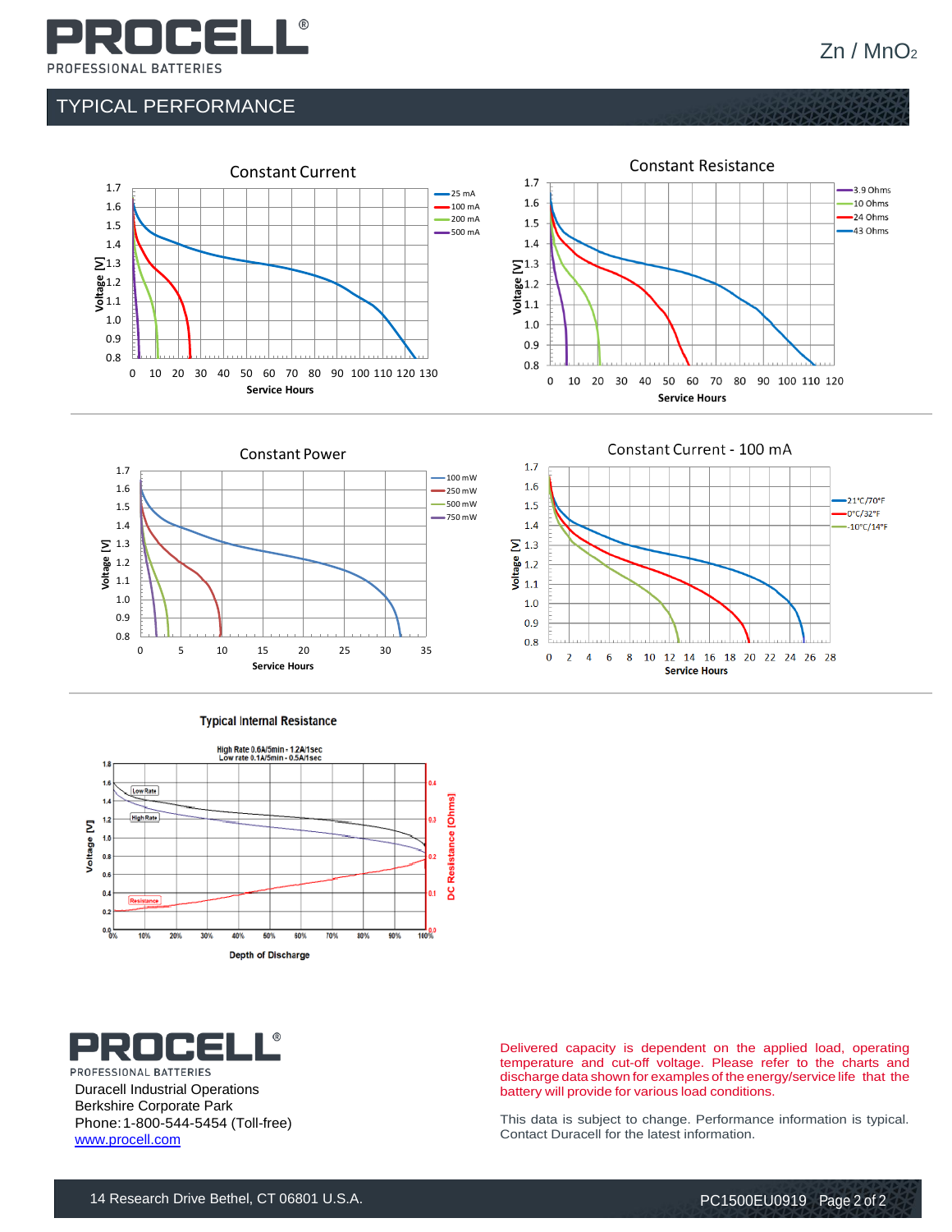PROCELL®
PROFESSIONAL BATTERIES

Zn / $MnO_2$

## TYPICAL PERFORMANCE

Constant Current

1.7
1.6
1.5
1.4
1.3
1.2
1.1
1.0
0.9
0.8

Voltage [V]

0 10 20 30 40 50 60 70 80 90 100 110 120 130

Service Hours

25 mA
100 mA
200 mA
500 mA

Constant Resistance

1.7
1.6
1.5
1.4
1.3
1.2
1.1
1.0
0.9
0.8

Voltage [V]

0 10 20 30 40 50 60 70 80 90 100 110 120

Service Hours

3.9 Ohms
10 Ohms
24 Ohms
43 Ohms

Constant Power

1.7
1.6
1.5
1.4
1.3
1.2
1.1
1.0
0.9
0.8

Voltage [V]

0 5 10 15 20 25 30 35

Service Hours

100 mW
250 mW
500 mW
750 mW

Constant Current - 100 mA

1.7
1.6
1.5
1.4
1.3
1.2
1.1
1.0
0.9
0.8

Voltage [V]

0 2 4 6 8 10 12 14 16 18 20 22 24 26 28

Service Hours

21°C/70°F
0°C/32°F
-10°C/14°F

Typical Internal Resistance

High Rate 0.6A/5min - 1.2A/1sec
Low rate 0.1A/5min - 0.5A/1sec

1.8
1.6
1.4
1.2
1.0
0.8
0.6
0.4
0.2
0.0

Voltage [V]

0.4
0.3
0.2
0.1
0.0

DC Resistance [Ohms]

Low Rate
High Rate
Resistance

0% 10% 20% 30% 40% 50% 60% 70% 80% 90% 100%

Depth of Discharge

PROCELL®
PROFESSIONAL BATTERIES

Duracell Industrial Operations
Berkshire Corporate Park
Phone: 1-800-544-5454 (Toll-free)
www.procell.com

Delivered capacity is dependent on the applied load, operating temperature and cut-off voltage. Please refer to the charts and discharge data shown for examples of the energy/service life that the battery will provide for various load conditions.

This data is subject to change. Performance information is typical. Contact Duracell for the latest information.

14 Research Drive Bethel, CT 06801 U.S.A.

PC1500EU0919